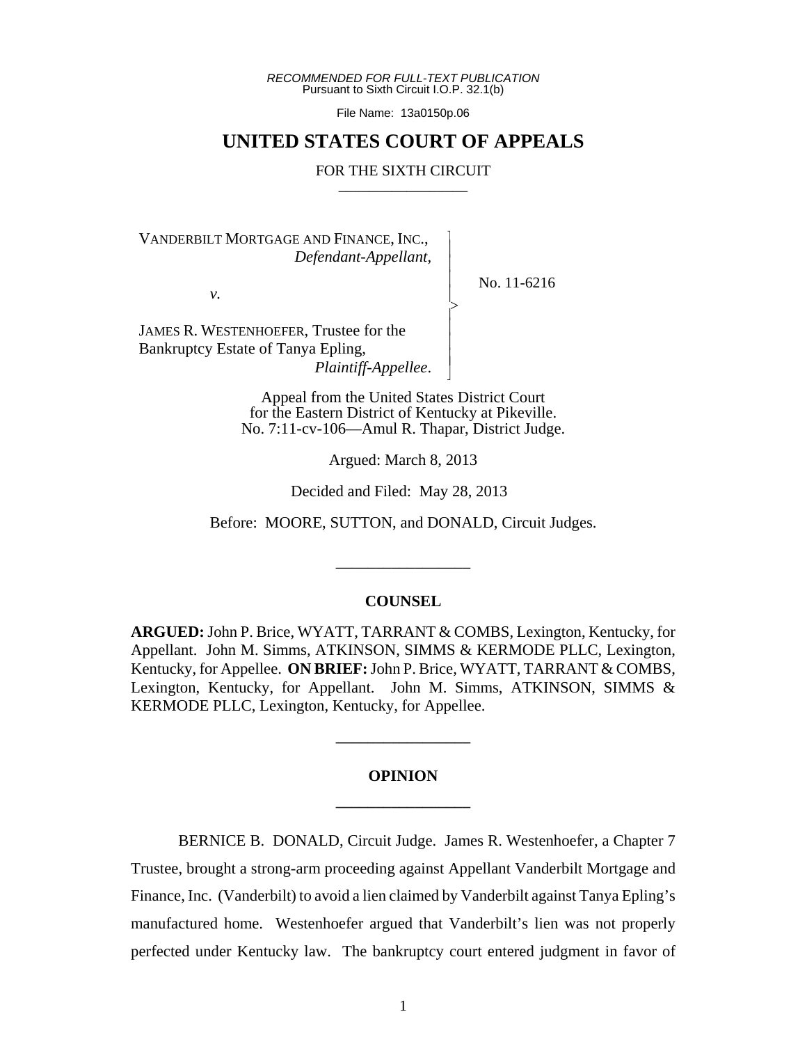*RECOMMENDED FOR FULL-TEXT PUBLICATION*
Pursuant to Sixth Circuit I.O.P. 32.1(b)

File Name: 13a0150p.06

# UNITED STATES COURT OF APPEALS

FOR THE SIXTH CIRCUIT

VANDERBILT MORTGAGE AND FINANCE, INC.,
*Defendant-Appellant*,

*v.*

JAMES R. WESTENHOEFER, Trustee for the Bankruptcy Estate of Tanya Epling,
*Plaintiff-Appellee*.

No. 11-6216

Appeal from the United States District Court for the Eastern District of Kentucky at Pikeville.
No. 7:11-cv-106—Amul R. Thapar, District Judge.

Argued: March 8, 2013

Decided and Filed: May 28, 2013

Before: MOORE, SUTTON, and DONALD, Circuit Judges.

## COUNSEL

**ARGUED:** John P. Brice, WYATT, TARRANT & COMBS, Lexington, Kentucky, for Appellant. John M. Simms, ATKINSON, SIMMS & KERMODE PLLC, Lexington, Kentucky, for Appellee. **ON BRIEF:** John P. Brice, WYATT, TARRANT & COMBS, Lexington, Kentucky, for Appellant. John M. Simms, ATKINSON, SIMMS & KERMODE PLLC, Lexington, Kentucky, for Appellee.

## OPINION

BERNICE B. DONALD, Circuit Judge. James R. Westenhoefer, a Chapter 7 Trustee, brought a strong-arm proceeding against Appellant Vanderbilt Mortgage and Finance, Inc. (Vanderbilt) to avoid a lien claimed by Vanderbilt against Tanya Epling's manufactured home. Westenhoefer argued that Vanderbilt's lien was not properly perfected under Kentucky law. The bankruptcy court entered judgment in favor of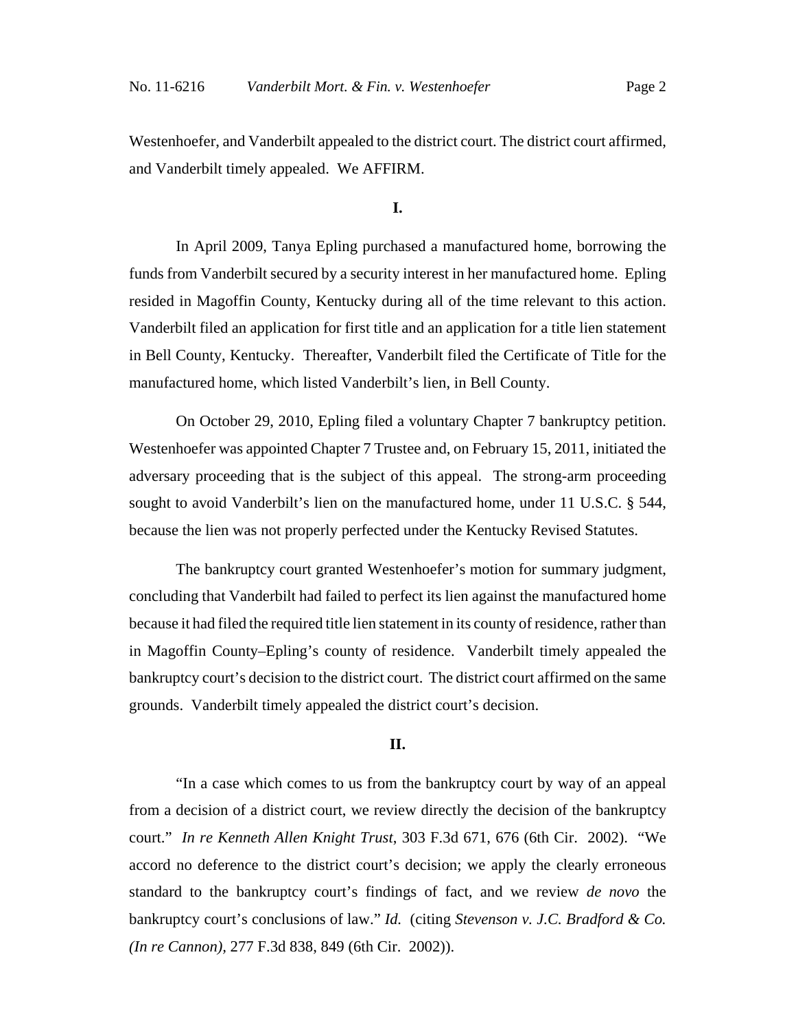Westenhoefer, and Vanderbilt appealed to the district court. The district court affirmed, and Vanderbilt timely appealed. We AFFIRM.

## I.

In April 2009, Tanya Epling purchased a manufactured home, borrowing the funds from Vanderbilt secured by a security interest in her manufactured home. Epling resided in Magoffin County, Kentucky during all of the time relevant to this action. Vanderbilt filed an application for first title and an application for a title lien statement in Bell County, Kentucky. Thereafter, Vanderbilt filed the Certificate of Title for the manufactured home, which listed Vanderbilt's lien, in Bell County.

On October 29, 2010, Epling filed a voluntary Chapter 7 bankruptcy petition. Westenhoefer was appointed Chapter 7 Trustee and, on February 15, 2011, initiated the adversary proceeding that is the subject of this appeal. The strong-arm proceeding sought to avoid Vanderbilt's lien on the manufactured home, under 11 U.S.C. § 544, because the lien was not properly perfected under the Kentucky Revised Statutes.

The bankruptcy court granted Westenhoefer's motion for summary judgment, concluding that Vanderbilt had failed to perfect its lien against the manufactured home because it had filed the required title lien statement in its county of residence, rather than in Magoffin County–Epling's county of residence. Vanderbilt timely appealed the bankruptcy court's decision to the district court. The district court affirmed on the same grounds. Vanderbilt timely appealed the district court's decision.

## II.

"In a case which comes to us from the bankruptcy court by way of an appeal from a decision of a district court, we review directly the decision of the bankruptcy court." *In re Kenneth Allen Knight Trust*, 303 F.3d 671, 676 (6th Cir. 2002). "We accord no deference to the district court's decision; we apply the clearly erroneous standard to the bankruptcy court's findings of fact, and we review *de novo* the bankruptcy court's conclusions of law." *Id.* (citing *Stevenson v. J.C. Bradford & Co. (In re Cannon)*, 277 F.3d 838, 849 (6th Cir. 2002)).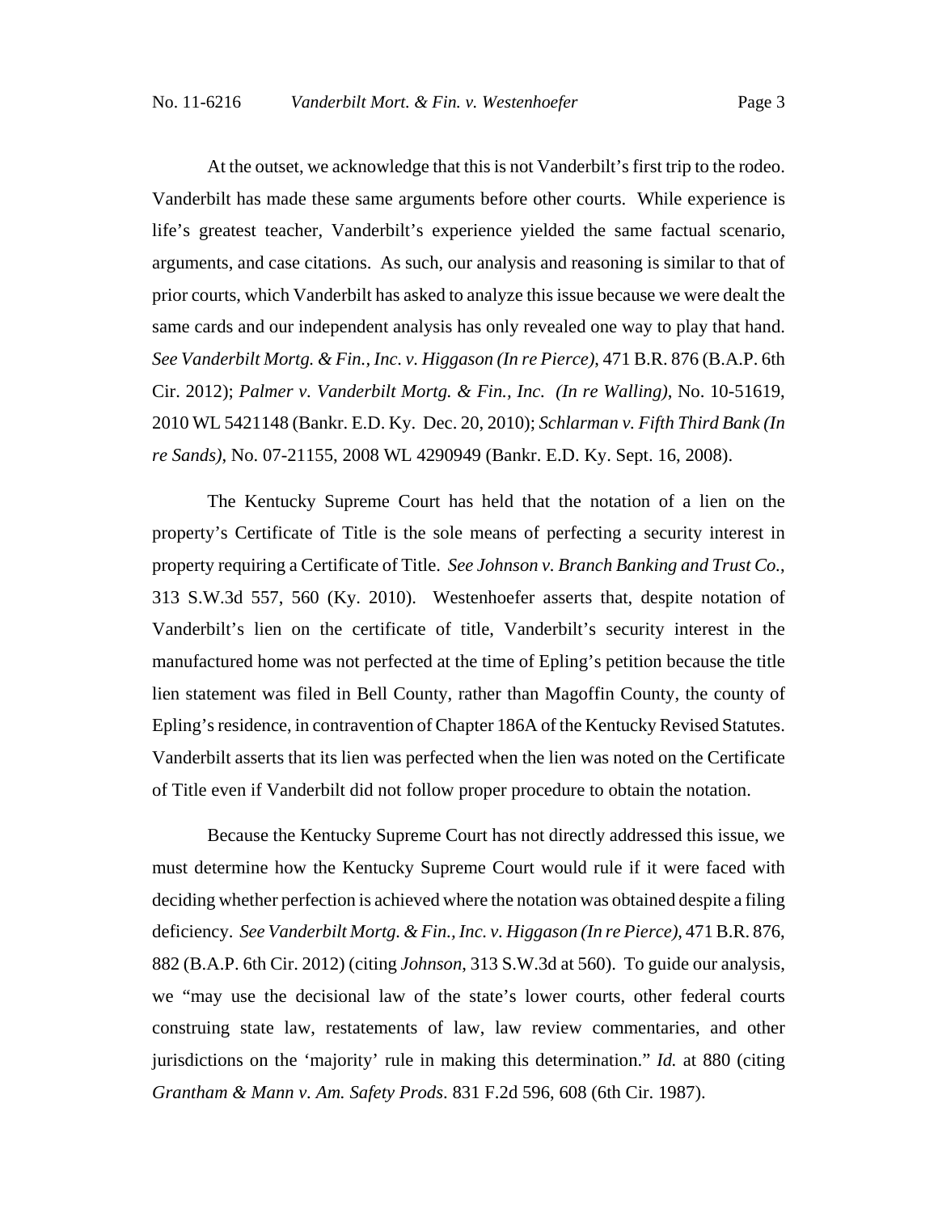At the outset, we acknowledge that this is not Vanderbilt's first trip to the rodeo. Vanderbilt has made these same arguments before other courts. While experience is life's greatest teacher, Vanderbilt's experience yielded the same factual scenario, arguments, and case citations. As such, our analysis and reasoning is similar to that of prior courts, which Vanderbilt has asked to analyze this issue because we were dealt the same cards and our independent analysis has only revealed one way to play that hand. *See Vanderbilt Mortg. & Fin., Inc. v. Higgason (In re Pierce)*, 471 B.R. 876 (B.A.P. 6th Cir. 2012); *Palmer v. Vanderbilt Mortg. & Fin., Inc. (In re Walling)*, No. 10-51619, 2010 WL 5421148 (Bankr. E.D. Ky. Dec. 20, 2010); *Schlarman v. Fifth Third Bank (In re Sands)*, No. 07-21155, 2008 WL 4290949 (Bankr. E.D. Ky. Sept. 16, 2008).

The Kentucky Supreme Court has held that the notation of a lien on the property's Certificate of Title is the sole means of perfecting a security interest in property requiring a Certificate of Title. *See Johnson v. Branch Banking and Trust Co.*, 313 S.W.3d 557, 560 (Ky. 2010). Westenhoefer asserts that, despite notation of Vanderbilt's lien on the certificate of title, Vanderbilt's security interest in the manufactured home was not perfected at the time of Epling's petition because the title lien statement was filed in Bell County, rather than Magoffin County, the county of Epling's residence, in contravention of Chapter 186A of the Kentucky Revised Statutes. Vanderbilt asserts that its lien was perfected when the lien was noted on the Certificate of Title even if Vanderbilt did not follow proper procedure to obtain the notation.

Because the Kentucky Supreme Court has not directly addressed this issue, we must determine how the Kentucky Supreme Court would rule if it were faced with deciding whether perfection is achieved where the notation was obtained despite a filing deficiency. *See Vanderbilt Mortg. & Fin., Inc. v. Higgason (In re Pierce)*, 471 B.R. 876, 882 (B.A.P. 6th Cir. 2012) (citing *Johnson*, 313 S.W.3d at 560). To guide our analysis, we "may use the decisional law of the state's lower courts, other federal courts construing state law, restatements of law, law review commentaries, and other jurisdictions on the 'majority' rule in making this determination." *Id.* at 880 (citing *Grantham & Mann v. Am. Safety Prods*. 831 F.2d 596, 608 (6th Cir. 1987).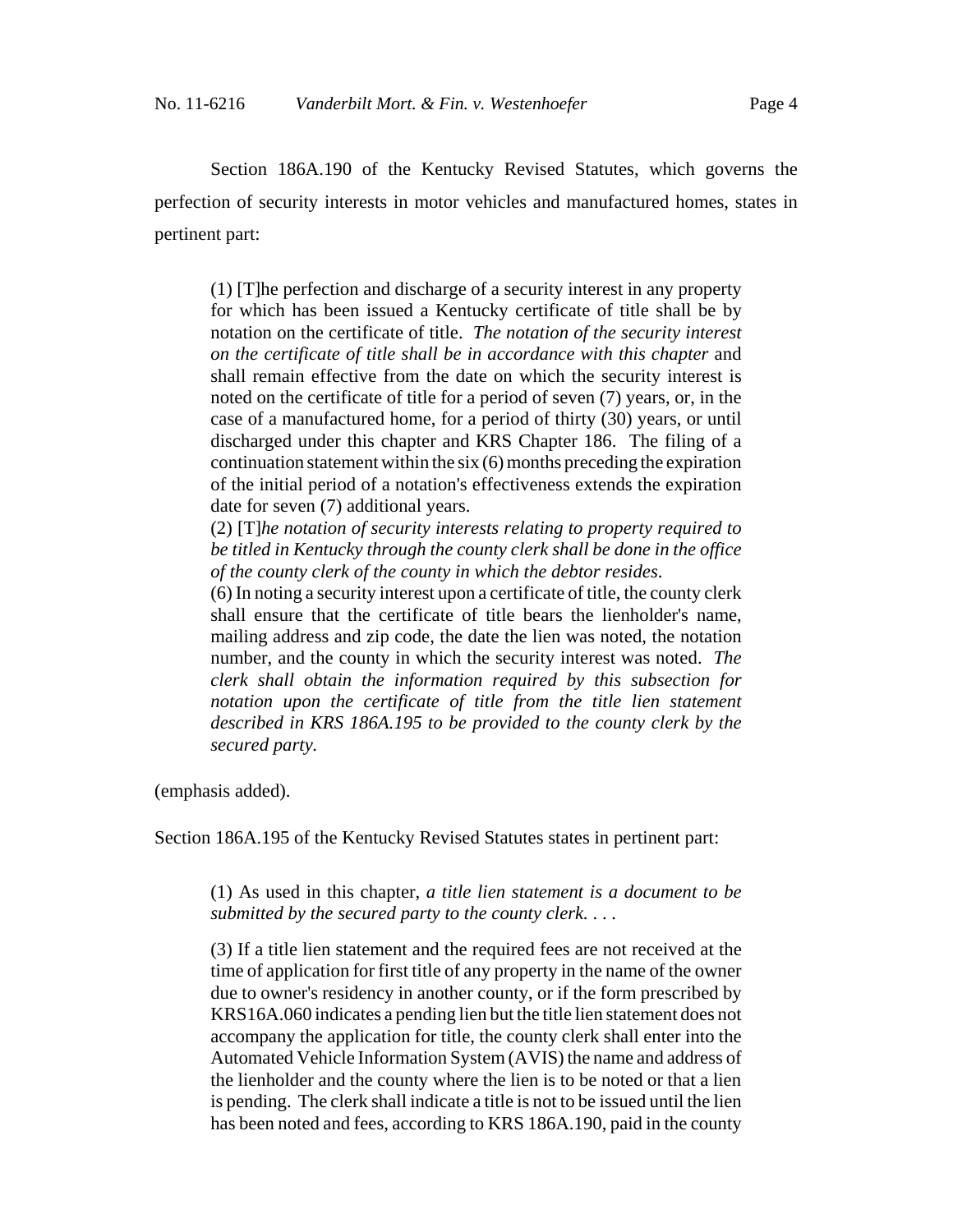Section 186A.190 of the Kentucky Revised Statutes, which governs the perfection of security interests in motor vehicles and manufactured homes, states in pertinent part:

> (1) [T]he perfection and discharge of a security interest in any property for which has been issued a Kentucky certificate of title shall be by notation on the certificate of title. *The notation of the security interest on the certificate of title shall be in accordance with this chapter* and shall remain effective from the date on which the security interest is noted on the certificate of title for a period of seven (7) years, or, in the case of a manufactured home, for a period of thirty (30) years, or until discharged under this chapter and KRS Chapter 186. The filing of a continuation statement within the six (6) months preceding the expiration of the initial period of a notation's effectiveness extends the expiration date for seven (7) additional years.
>
> (2) [T]*he notation of security interests relating to property required to be titled in Kentucky through the county clerk shall be done in the office of the county clerk of the county in which the debtor resides*.
>
> (6) In noting a security interest upon a certificate of title, the county clerk shall ensure that the certificate of title bears the lienholder's name, mailing address and zip code, the date the lien was noted, the notation number, and the county in which the security interest was noted. *The clerk shall obtain the information required by this subsection for notation upon the certificate of title from the title lien statement described in KRS 186A.195 to be provided to the county clerk by the secured party.*

(emphasis added).

Section 186A.195 of the Kentucky Revised Statutes states in pertinent part:

> (1) As used in this chapter, *a title lien statement is a document to be submitted by the secured party to the county clerk. . . .*
>
> (3) If a title lien statement and the required fees are not received at the time of application for first title of any property in the name of the owner due to owner's residency in another county, or if the form prescribed by KRS16A.060 indicates a pending lien but the title lien statement does not accompany the application for title, the county clerk shall enter into the Automated Vehicle Information System (AVIS) the name and address of the lienholder and the county where the lien is to be noted or that a lien is pending. The clerk shall indicate a title is not to be issued until the lien has been noted and fees, according to KRS 186A.190, paid in the county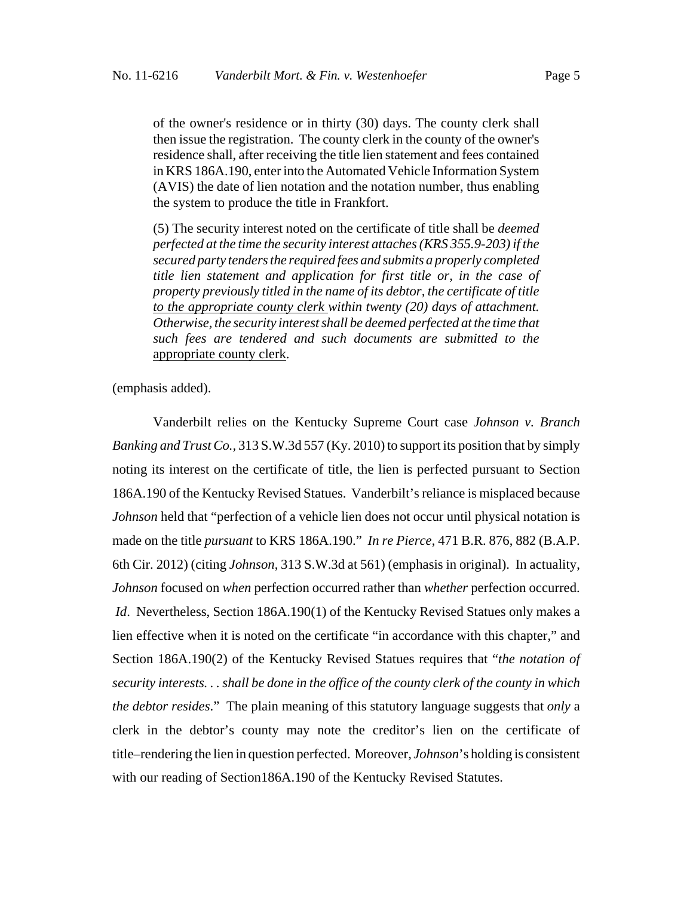of the owner's residence or in thirty (30) days. The county clerk shall then issue the registration. The county clerk in the county of the owner's residence shall, after receiving the title lien statement and fees contained in KRS 186A.190, enter into the Automated Vehicle Information System (AVIS) the date of lien notation and the notation number, thus enabling the system to produce the title in Frankfort.

> (5) The security interest noted on the certificate of title shall be *deemed perfected at the time the security interest attaches (KRS 355.9-203) if the secured party tenders the required fees and submits a properly completed title lien statement and application for first title or, in the case of property previously titled in the name of its debtor, the certificate of title* <u>*to the appropriate county clerk*</u> *within twenty (20) days of attachment. Otherwise, the security interest shall be deemed perfected at the time that such fees are tendered and such documents are submitted to the* <u>appropriate county clerk</u>.

(emphasis added).

Vanderbilt relies on the Kentucky Supreme Court case *Johnson v. Branch Banking and Trust Co.*, 313 S.W.3d 557 (Ky. 2010) to support its position that by simply noting its interest on the certificate of title, the lien is perfected pursuant to Section 186A.190 of the Kentucky Revised Statues. Vanderbilt's reliance is misplaced because *Johnson* held that "perfection of a vehicle lien does not occur until physical notation is made on the title *pursuant* to KRS 186A.190." *In re Pierce*, 471 B.R. 876, 882 (B.A.P. 6th Cir. 2012) (citing *Johnson*, 313 S.W.3d at 561) (emphasis in original). In actuality, *Johnson* focused on *when* perfection occurred rather than *whether* perfection occurred. *Id*. Nevertheless, Section 186A.190(1) of the Kentucky Revised Statues only makes a lien effective when it is noted on the certificate "in accordance with this chapter," and Section 186A.190(2) of the Kentucky Revised Statues requires that "*the notation of security interests. . . shall be done in the office of the county clerk of the county in which the debtor resides*." The plain meaning of this statutory language suggests that *only* a clerk in the debtor's county may note the creditor's lien on the certificate of title–rendering the lien in question perfected. Moreover, *Johnson*'s holding is consistent with our reading of Section186A.190 of the Kentucky Revised Statutes.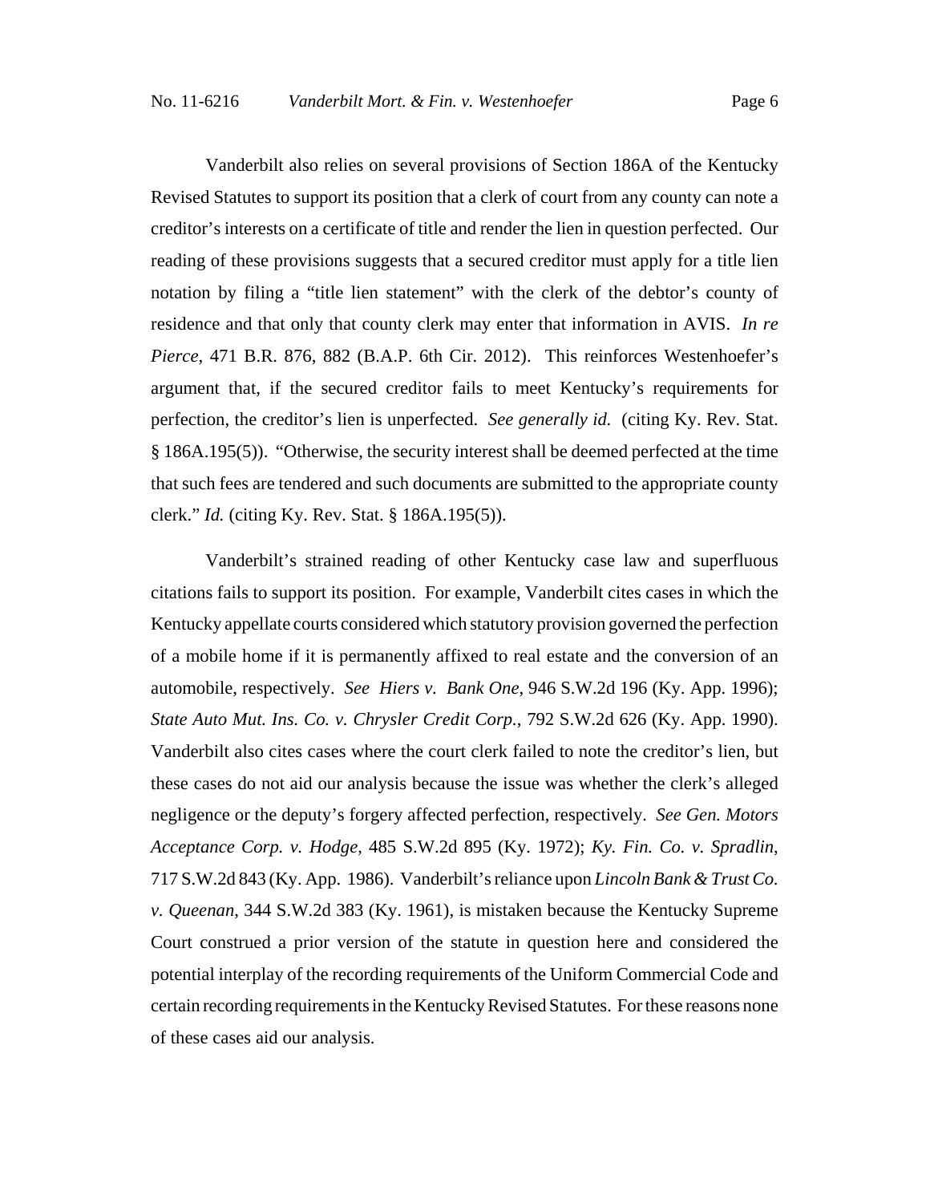Vanderbilt also relies on several provisions of Section 186A of the Kentucky Revised Statutes to support its position that a clerk of court from any county can note a creditor's interests on a certificate of title and render the lien in question perfected. Our reading of these provisions suggests that a secured creditor must apply for a title lien notation by filing a "title lien statement" with the clerk of the debtor's county of residence and that only that county clerk may enter that information in AVIS. *In re Pierce*, 471 B.R. 876, 882 (B.A.P. 6th Cir. 2012). This reinforces Westenhoefer's argument that, if the secured creditor fails to meet Kentucky's requirements for perfection, the creditor's lien is unperfected. *See generally id.* (citing Ky. Rev. Stat. § 186A.195(5)). "Otherwise, the security interest shall be deemed perfected at the time that such fees are tendered and such documents are submitted to the appropriate county clerk." *Id.* (citing Ky. Rev. Stat. § 186A.195(5)).

Vanderbilt's strained reading of other Kentucky case law and superfluous citations fails to support its position. For example, Vanderbilt cites cases in which the Kentucky appellate courts considered which statutory provision governed the perfection of a mobile home if it is permanently affixed to real estate and the conversion of an automobile, respectively. *See Hiers v. Bank One*, 946 S.W.2d 196 (Ky. App. 1996); *State Auto Mut. Ins. Co. v. Chrysler Credit Corp.*, 792 S.W.2d 626 (Ky. App. 1990). Vanderbilt also cites cases where the court clerk failed to note the creditor's lien, but these cases do not aid our analysis because the issue was whether the clerk's alleged negligence or the deputy's forgery affected perfection, respectively. *See Gen. Motors Acceptance Corp. v. Hodge*, 485 S.W.2d 895 (Ky. 1972); *Ky. Fin. Co. v. Spradlin*, 717 S.W.2d 843 (Ky. App. 1986). Vanderbilt's reliance upon *Lincoln Bank & Trust Co. v. Queenan*, 344 S.W.2d 383 (Ky. 1961), is mistaken because the Kentucky Supreme Court construed a prior version of the statute in question here and considered the potential interplay of the recording requirements of the Uniform Commercial Code and certain recording requirements in the Kentucky Revised Statutes. For these reasons none of these cases aid our analysis.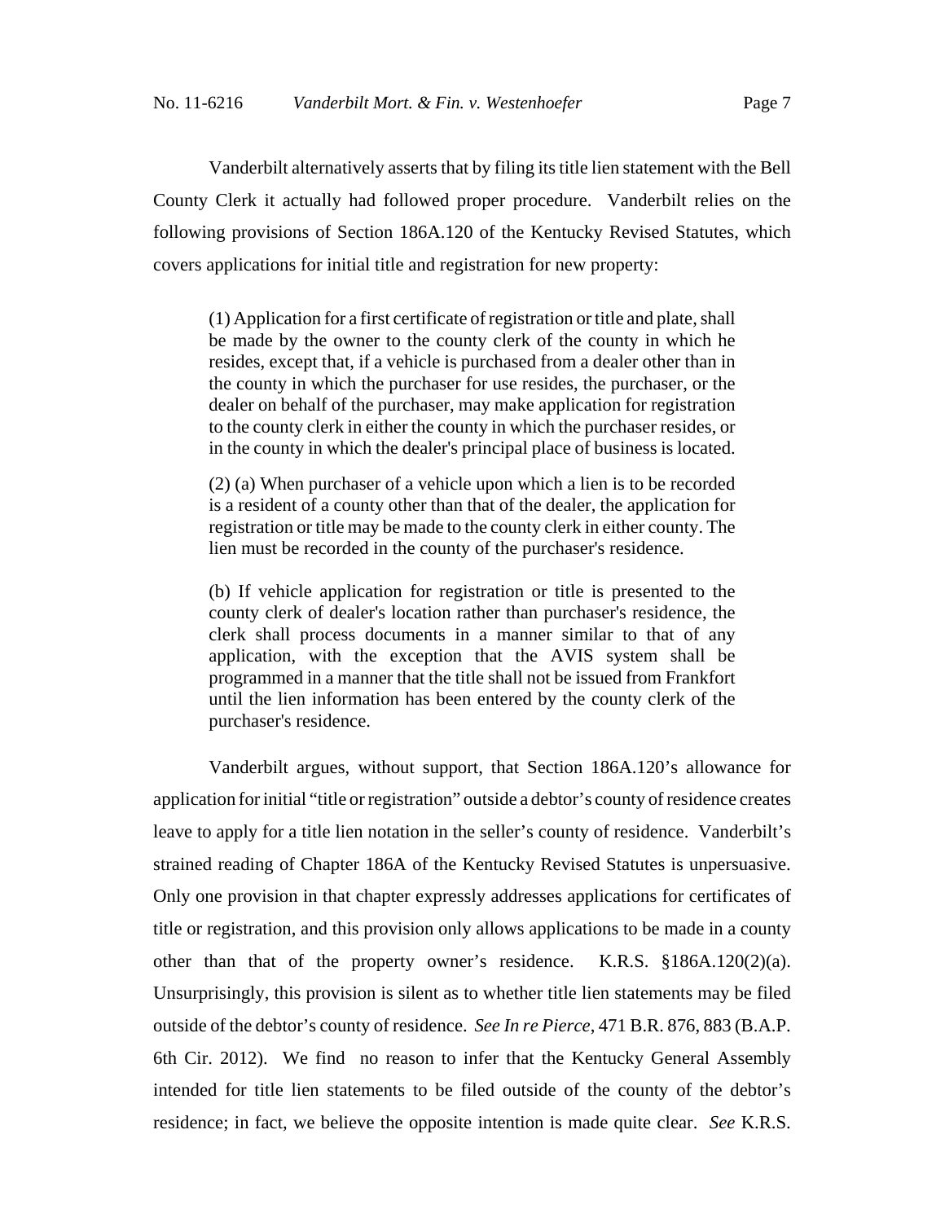Vanderbilt alternatively asserts that by filing its title lien statement with the Bell County Clerk it actually had followed proper procedure. Vanderbilt relies on the following provisions of Section 186A.120 of the Kentucky Revised Statutes, which covers applications for initial title and registration for new property:

> (1) Application for a first certificate of registration or title and plate, shall be made by the owner to the county clerk of the county in which he resides, except that, if a vehicle is purchased from a dealer other than in the county in which the purchaser for use resides, the purchaser, or the dealer on behalf of the purchaser, may make application for registration to the county clerk in either the county in which the purchaser resides, or in the county in which the dealer's principal place of business is located.
>
> (2) (a) When purchaser of a vehicle upon which a lien is to be recorded is a resident of a county other than that of the dealer, the application for registration or title may be made to the county clerk in either county. The lien must be recorded in the county of the purchaser's residence.
>
> (b) If vehicle application for registration or title is presented to the county clerk of dealer's location rather than purchaser's residence, the clerk shall process documents in a manner similar to that of any application, with the exception that the AVIS system shall be programmed in a manner that the title shall not be issued from Frankfort until the lien information has been entered by the county clerk of the purchaser's residence.

Vanderbilt argues, without support, that Section 186A.120's allowance for application for initial "title or registration" outside a debtor's county of residence creates leave to apply for a title lien notation in the seller's county of residence. Vanderbilt's strained reading of Chapter 186A of the Kentucky Revised Statutes is unpersuasive. Only one provision in that chapter expressly addresses applications for certificates of title or registration, and this provision only allows applications to be made in a county other than that of the property owner's residence. K.R.S. §186A.120(2)(a). Unsurprisingly, this provision is silent as to whether title lien statements may be filed outside of the debtor's county of residence. *See In re Pierce*, 471 B.R. 876, 883 (B.A.P. 6th Cir. 2012). We find no reason to infer that the Kentucky General Assembly intended for title lien statements to be filed outside of the county of the debtor's residence; in fact, we believe the opposite intention is made quite clear. *See* K.R.S.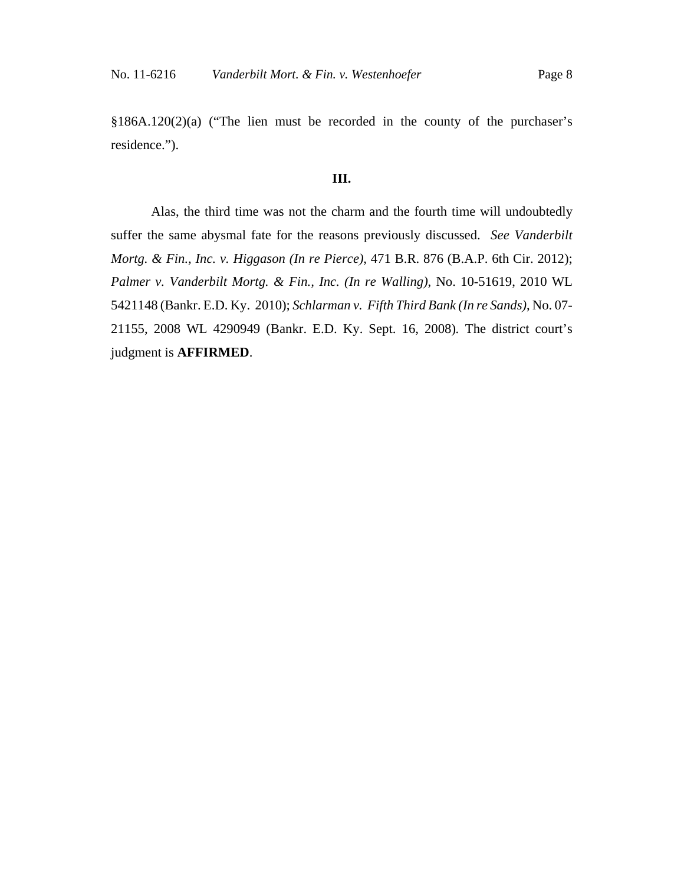§186A.120(2)(a) ("The lien must be recorded in the county of the purchaser's residence.").

### III.

Alas, the third time was not the charm and the fourth time will undoubtedly suffer the same abysmal fate for the reasons previously discussed. *See Vanderbilt Mortg. & Fin., Inc. v. Higgason (In re Pierce)*, 471 B.R. 876 (B.A.P. 6th Cir. 2012); *Palmer v. Vanderbilt Mortg. & Fin., Inc. (In re Walling)*, No. 10-51619, 2010 WL 5421148 (Bankr. E.D. Ky. 2010); *Schlarman v. Fifth Third Bank (In re Sands)*, No. 07-21155, 2008 WL 4290949 (Bankr. E.D. Ky. Sept. 16, 2008). The district court's judgment is **AFFIRMED**.